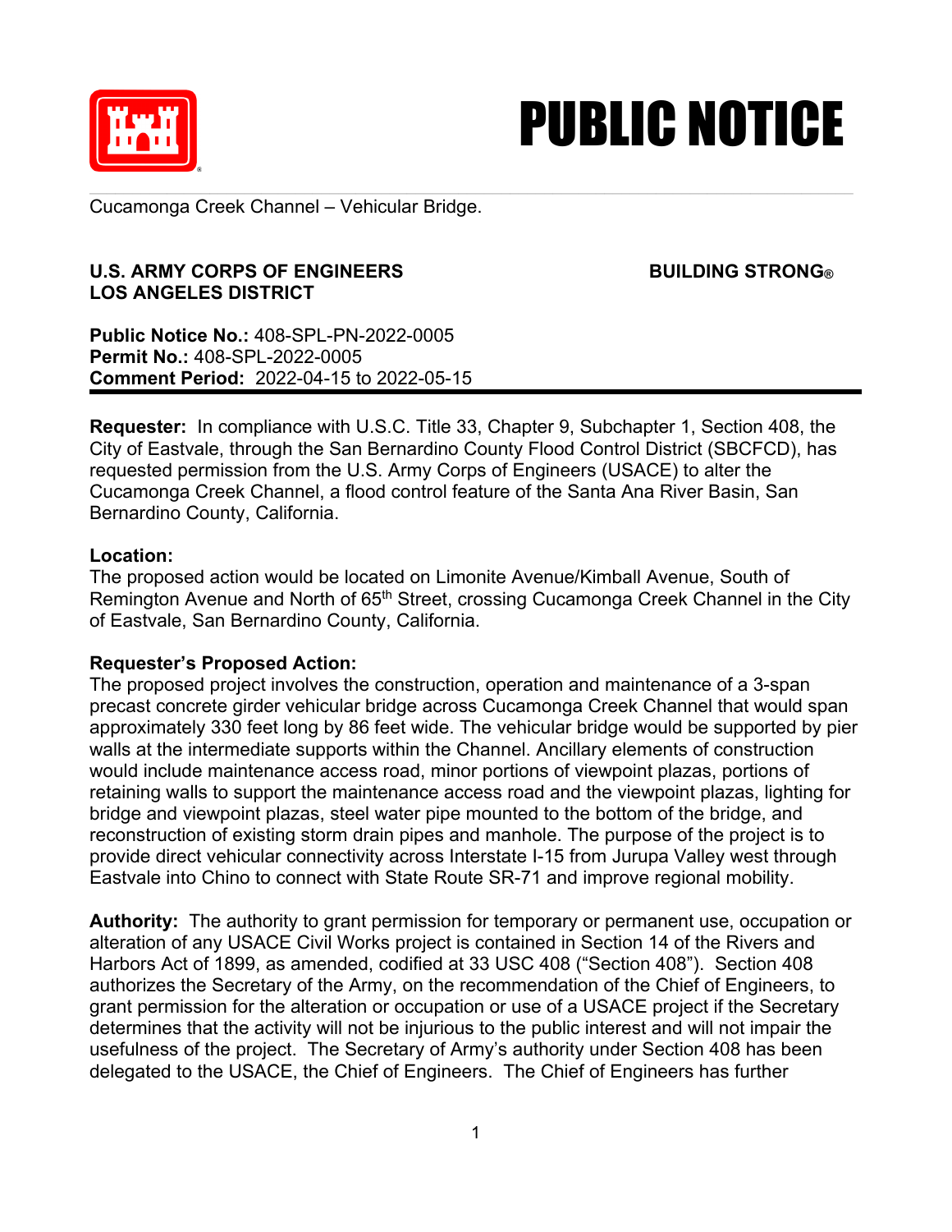# PUBLIC NOTICE

Cucamonga Creek Channel – Vehicular Bridge.

**U.S. ARMY CORPS OF ENGINEERS**
**LOS ANGELES DISTRICT**

**BUILDING STRONG®**

**Public Notice No.:** 408-SPL-PN-2022-0005
**Permit No.:** 408-SPL-2022-0005
**Comment Period:** 2022-04-15 to 2022-05-15

---

**Requester:** In compliance with U.S.C. Title 33, Chapter 9, Subchapter 1, Section 408, the City of Eastvale, through the San Bernardino County Flood Control District (SBCFCD), has requested permission from the U.S. Army Corps of Engineers (USACE) to alter the Cucamonga Creek Channel, a flood control feature of the Santa Ana River Basin, San Bernardino County, California.

**Location:**
The proposed action would be located on Limonite Avenue/Kimball Avenue, South of Remington Avenue and North of 65th Street, crossing Cucamonga Creek Channel in the City of Eastvale, San Bernardino County, California.

**Requester's Proposed Action:**
The proposed project involves the construction, operation and maintenance of a 3-span precast concrete girder vehicular bridge across Cucamonga Creek Channel that would span approximately 330 feet long by 86 feet wide. The vehicular bridge would be supported by pier walls at the intermediate supports within the Channel. Ancillary elements of construction would include maintenance access road, minor portions of viewpoint plazas, portions of retaining walls to support the maintenance access road and the viewpoint plazas, lighting for bridge and viewpoint plazas, steel water pipe mounted to the bottom of the bridge, and reconstruction of existing storm drain pipes and manhole. The purpose of the project is to provide direct vehicular connectivity across Interstate I-15 from Jurupa Valley west through Eastvale into Chino to connect with State Route SR-71 and improve regional mobility.

**Authority:** The authority to grant permission for temporary or permanent use, occupation or alteration of any USACE Civil Works project is contained in Section 14 of the Rivers and Harbors Act of 1899, as amended, codified at 33 USC 408 ("Section 408"). Section 408 authorizes the Secretary of the Army, on the recommendation of the Chief of Engineers, to grant permission for the alteration or occupation or use of a USACE project if the Secretary determines that the activity will not be injurious to the public interest and will not impair the usefulness of the project. The Secretary of Army's authority under Section 408 has been delegated to the USACE, the Chief of Engineers. The Chief of Engineers has further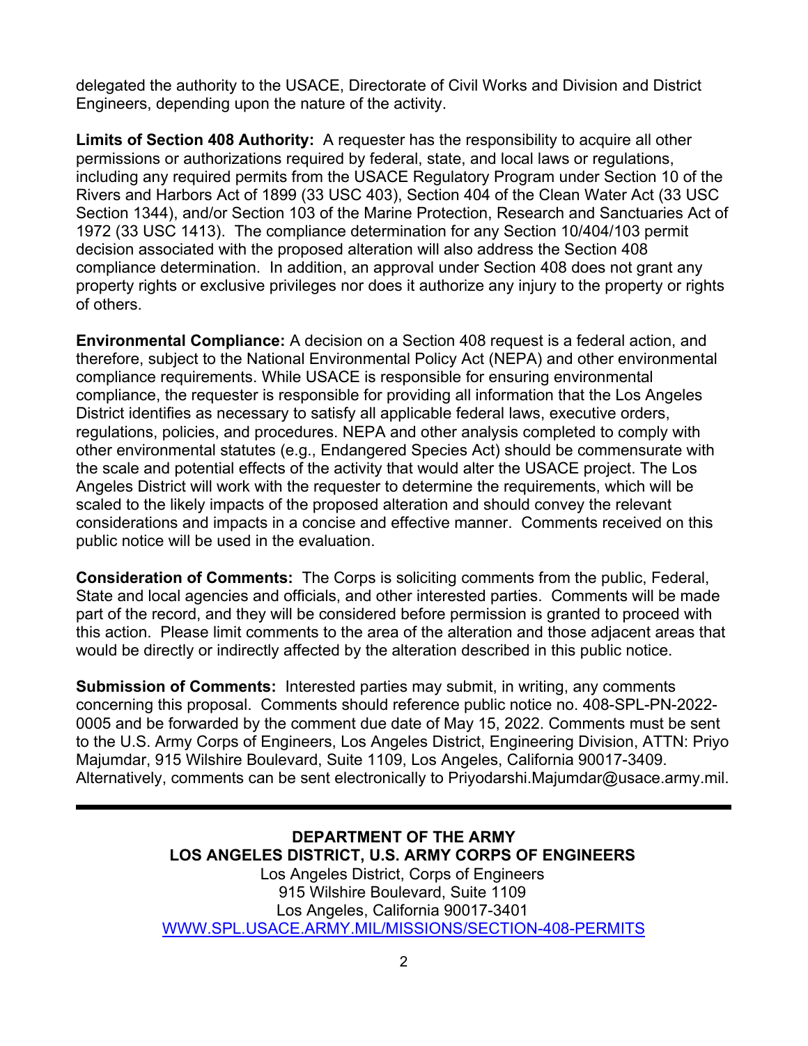delegated the authority to the USACE, Directorate of Civil Works and Division and District Engineers, depending upon the nature of the activity.

**Limits of Section 408 Authority:** A requester has the responsibility to acquire all other permissions or authorizations required by federal, state, and local laws or regulations, including any required permits from the USACE Regulatory Program under Section 10 of the Rivers and Harbors Act of 1899 (33 USC 403), Section 404 of the Clean Water Act (33 USC Section 1344), and/or Section 103 of the Marine Protection, Research and Sanctuaries Act of 1972 (33 USC 1413). The compliance determination for any Section 10/404/103 permit decision associated with the proposed alteration will also address the Section 408 compliance determination. In addition, an approval under Section 408 does not grant any property rights or exclusive privileges nor does it authorize any injury to the property or rights of others.

**Environmental Compliance:** A decision on a Section 408 request is a federal action, and therefore, subject to the National Environmental Policy Act (NEPA) and other environmental compliance requirements. While USACE is responsible for ensuring environmental compliance, the requester is responsible for providing all information that the Los Angeles District identifies as necessary to satisfy all applicable federal laws, executive orders, regulations, policies, and procedures. NEPA and other analysis completed to comply with other environmental statutes (e.g., Endangered Species Act) should be commensurate with the scale and potential effects of the activity that would alter the USACE project. The Los Angeles District will work with the requester to determine the requirements, which will be scaled to the likely impacts of the proposed alteration and should convey the relevant considerations and impacts in a concise and effective manner. Comments received on this public notice will be used in the evaluation.

**Consideration of Comments:** The Corps is soliciting comments from the public, Federal, State and local agencies and officials, and other interested parties. Comments will be made part of the record, and they will be considered before permission is granted to proceed with this action. Please limit comments to the area of the alteration and those adjacent areas that would be directly or indirectly affected by the alteration described in this public notice.

**Submission of Comments:** Interested parties may submit, in writing, any comments concerning this proposal. Comments should reference public notice no. 408-SPL-PN-2022-0005 and be forwarded by the comment due date of May 15, 2022. Comments must be sent to the U.S. Army Corps of Engineers, Los Angeles District, Engineering Division, ATTN: Priyo Majumdar, 915 Wilshire Boulevard, Suite 1109, Los Angeles, California 90017-3409. Alternatively, comments can be sent electronically to Priyodarshi.Majumdar@usace.army.mil.

---

**DEPARTMENT OF THE ARMY**
**LOS ANGELES DISTRICT, U.S. ARMY CORPS OF ENGINEERS**
Los Angeles District, Corps of Engineers
915 Wilshire Boulevard, Suite 1109
Los Angeles, California 90017-3401
WWW.SPL.USACE.ARMY.MIL/MISSIONS/SECTION-408-PERMITS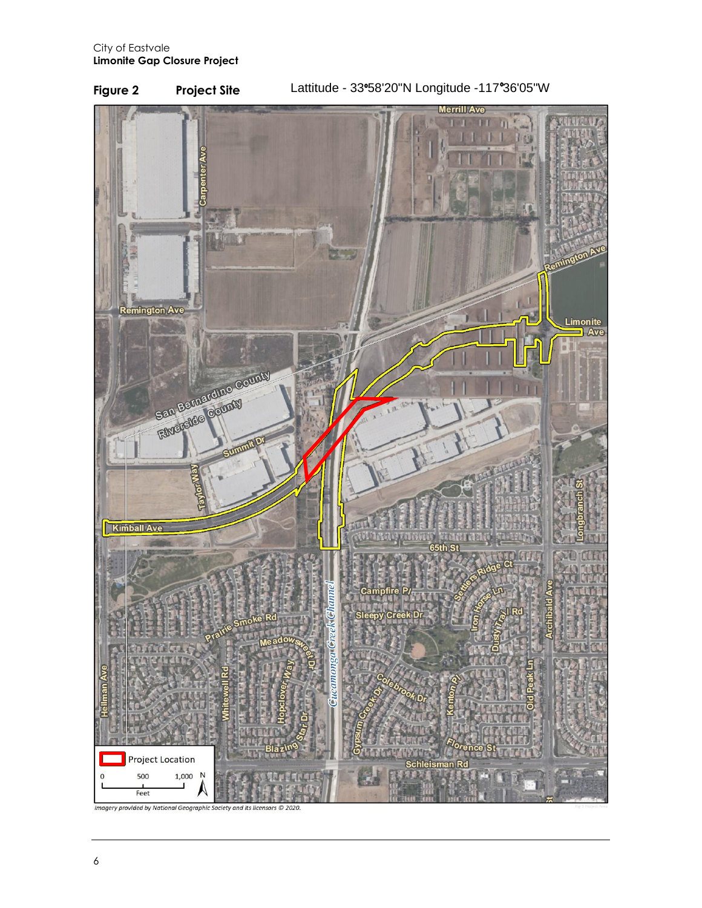City of Eastvale
**Limonite Gap Closure Project**

**Figure 2 Project Site**

Lattitude - 33°58'20"N Longitude -117°36'05"W

Merrill Ave
Carpenter Ave
Remington Ave
Remington Ave
Limonite Ave
San Bernardino County
Riverside County
Summit Dr
Taylor Way
Kimball Ave
65th St
Longbranch St
Settlers Ridge Ct
Campfire Pl
Sleepy Creek Dr
Iron Horse Ln
Dusty Trail Rd
Archibald Ave
Prairie Smoke Rd
Meadowsweet Dr
Cucamonga Creek Channel
Colebrook Dr
Hellman Ave
Whitewell Rd
Hopclover Way
Gypsum Creek Dr
Kenton Pl
Old Peak Ln
Blazing Star Dr
Florence St
Schleisman Rd

Project Location

0 500 1,000
Feet
N

Imagery provided by National Geographic Society and its licensors © 2020.